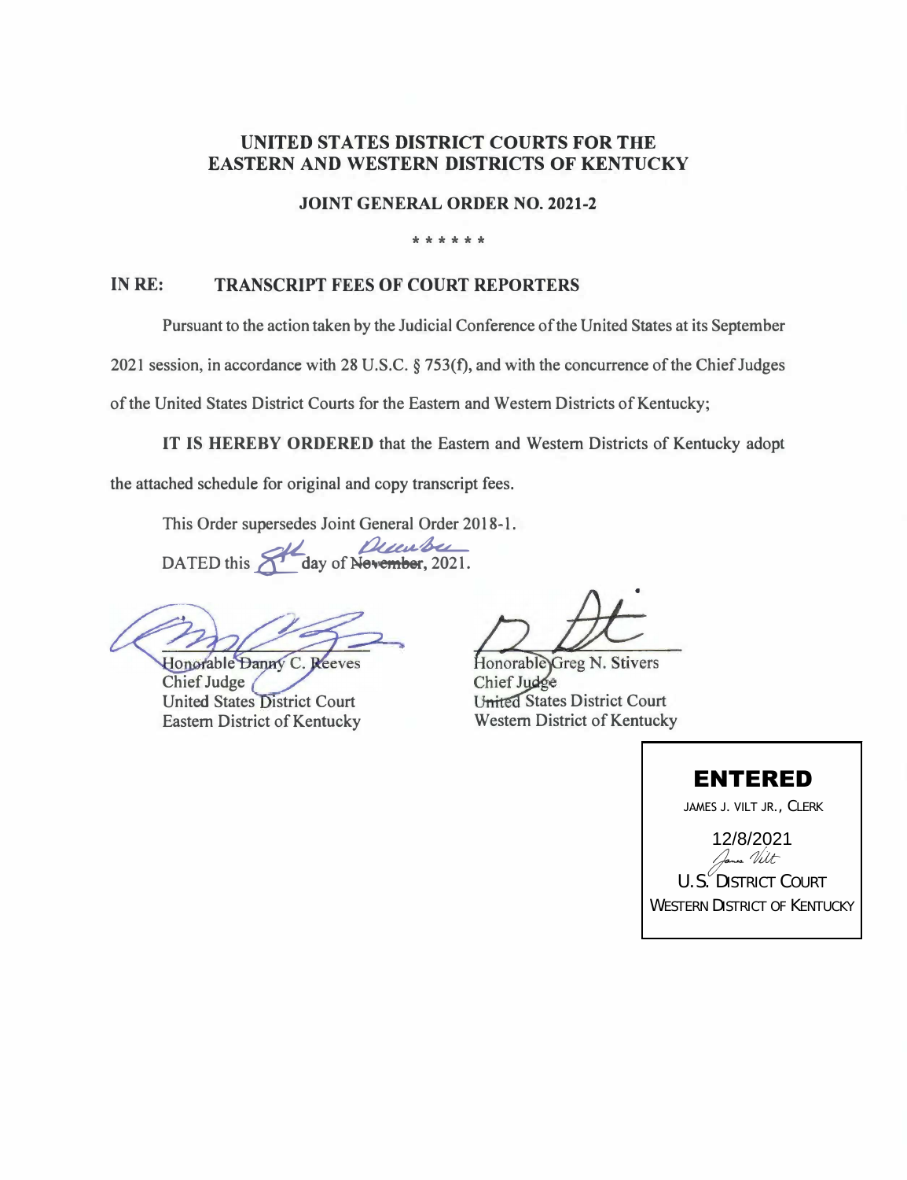# UNITED STATES DISTRICT COURTS FOR THE EASTERN AND WESTERN DISTRICTS OF KENTUCKY

## JOINT GENERAL ORDER NO. 2021-2

\* \* \* \* \* \*

**IN RE: TRANSCRIPT FEES OF COURT REPORTERS**

Pursuant to the action taken by the Judicial Conference of the United States at its September 2021 session, in accordance with 28 U.S.C. § 753(f), and with the concurrence of the Chief Judges of the United States District Courts for the Eastern and Western Districts of Kentucky;

**IT IS HEREBY ORDERED** that the Eastern and Western Districts of Kentucky adopt the attached schedule for original and copy transcript fees.

This Order supersedes Joint General Order 2018-1.

DATED this 8th day of ~~November~~ December, 2021.

Honorable Danny C. Reeves
Chief Judge
United States District Court
Eastern District of Kentucky

Honorable Greg N. Stivers
Chief Judge
United States District Court
Western District of Kentucky

**ENTERED**
JAMES J. VILT JR., CLERK
12/8/2021
U.S. DISTRICT COURT
WESTERN DISTRICT OF KENTUCKY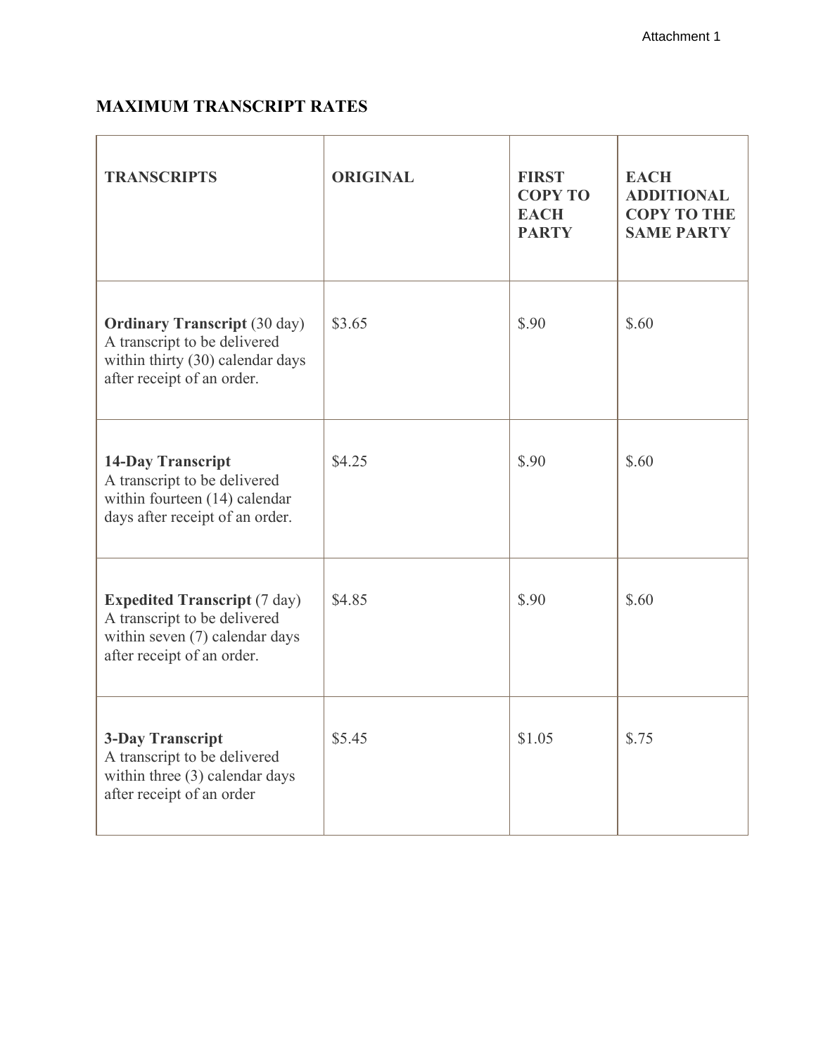Attachment 1

## MAXIMUM TRANSCRIPT RATES

| TRANSCRIPTS | ORIGINAL | FIRST COPY TO EACH PARTY | EACH ADDITIONAL COPY TO THE SAME PARTY |
|---|---|---|---|
| **Ordinary Transcript** (30 day) A transcript to be delivered within thirty (30) calendar days after receipt of an order. | $3.65 | $.90 | $.60 |
| **14-Day Transcript** A transcript to be delivered within fourteen (14) calendar days after receipt of an order. | $4.25 | $.90 | $.60 |
| **Expedited Transcript** (7 day) A transcript to be delivered within seven (7) calendar days after receipt of an order. | $4.85 | $.90 | $.60 |
| **3-Day Transcript** A transcript to be delivered within three (3) calendar days after receipt of an order | $5.45 | $1.05 | $.75 |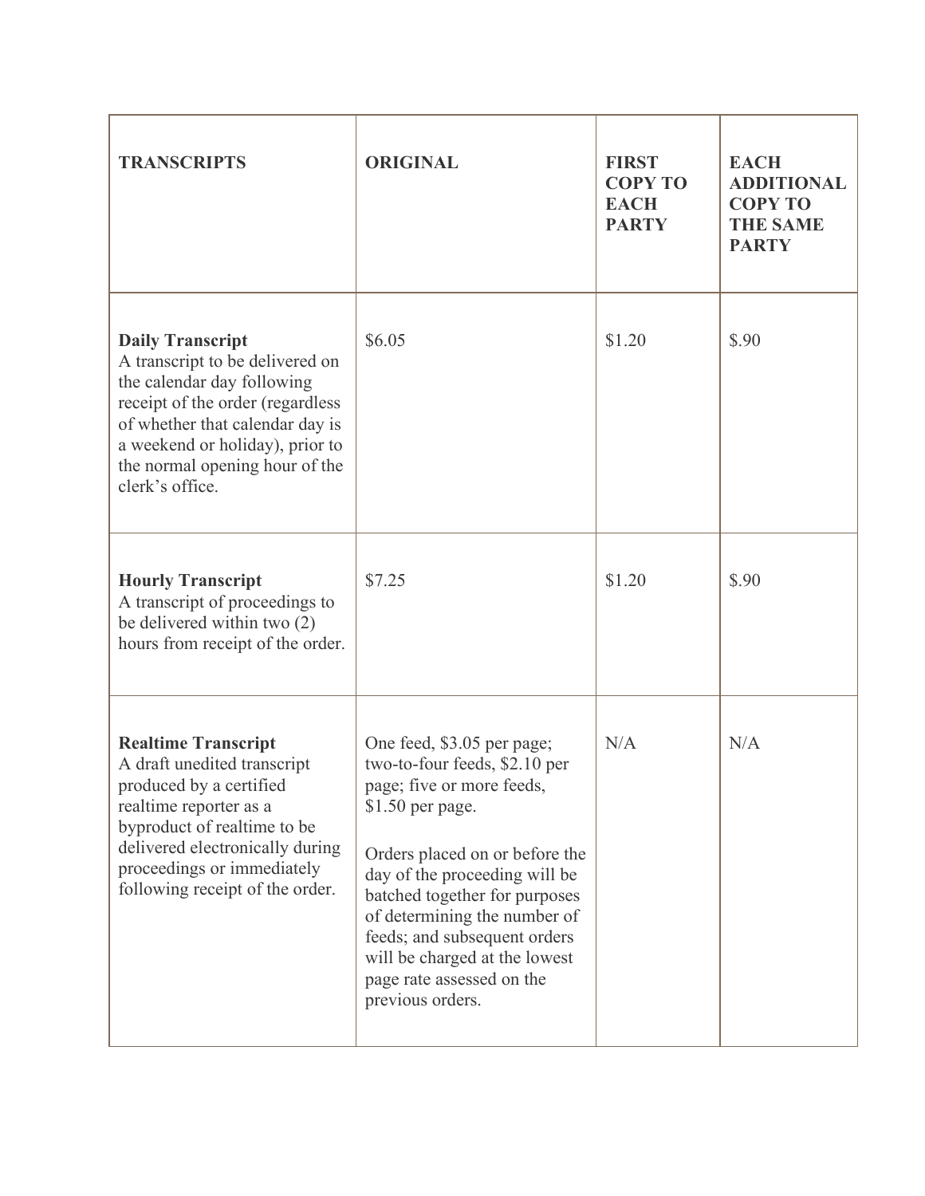| **TRANSCRIPTS** | **ORIGINAL** | **FIRST COPY TO EACH PARTY** | **EACH ADDITIONAL COPY TO THE SAME PARTY** |
| --- | --- | --- | --- |
| **Daily Transcript** A transcript to be delivered on the calendar day following receipt of the order (regardless of whether that calendar day is a weekend or holiday), prior to the normal opening hour of the clerk's office. | $6.05 | $1.20 | $.90 |
| **Hourly Transcript** A transcript of proceedings to be delivered within two (2) hours from receipt of the order. | $7.25 | $1.20 | $.90 |
| **Realtime Transcript** A draft unedited transcript produced by a certified realtime reporter as a byproduct of realtime to be delivered electronically during proceedings or immediately following receipt of the order. | One feed, $3.05 per page; two-to-four feeds, $2.10 per page; five or more feeds, $1.50 per page.<br><br>Orders placed on or before the day of the proceeding will be batched together for purposes of determining the number of feeds; and subsequent orders will be charged at the lowest page rate assessed on the previous orders. | N/A | N/A |